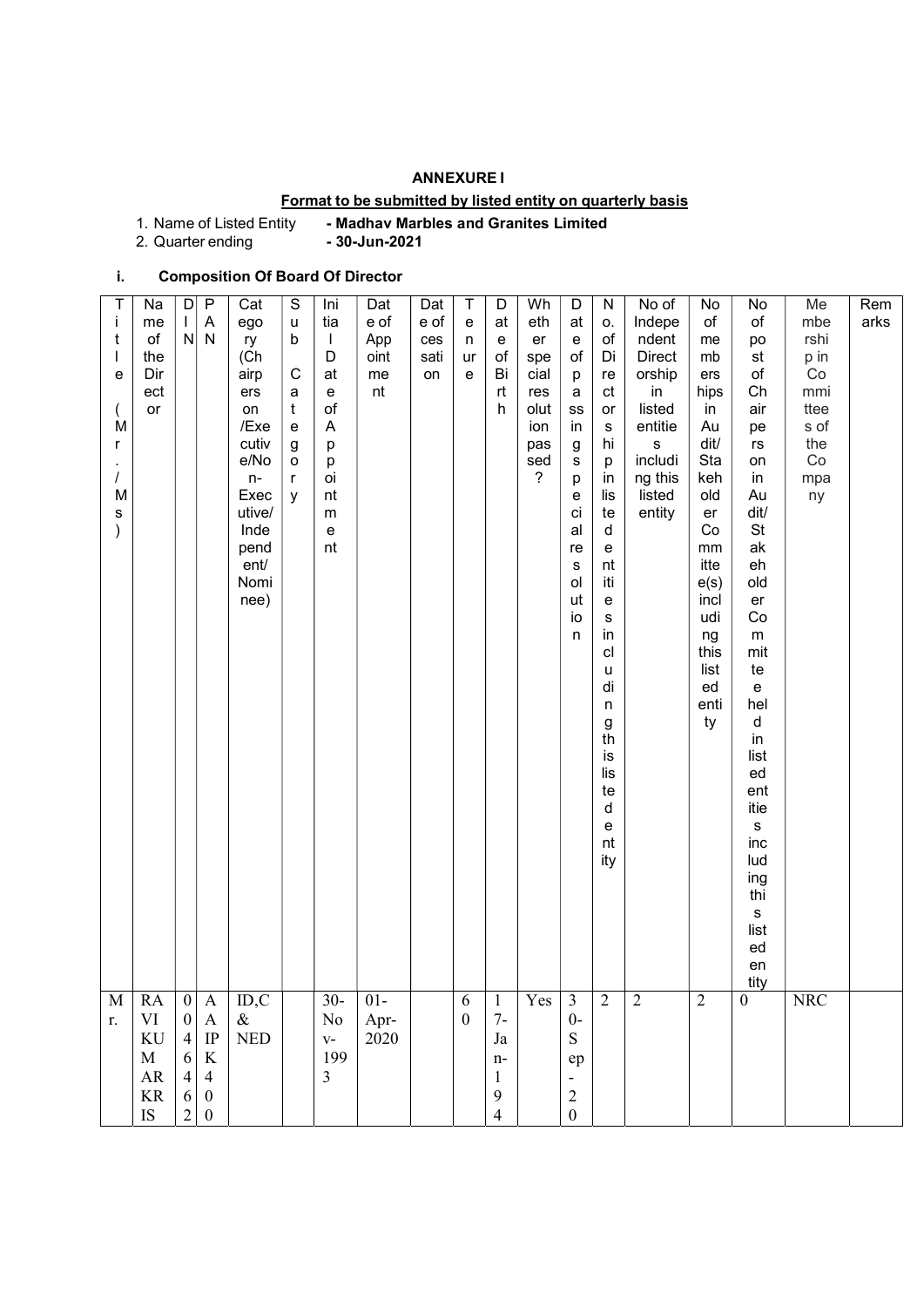## ANNEXURE I

### Format to be submitted by listed entity on quarterly basis

1. Name of Listed Entity - **Madhav Marbles and Granites Limited**
2. Quarter ending - **30-Jun-2021**

### i. Composition Of Board Of Director

| Title (Mr./Ms) | Name of the Director | DIN | PAN | Category (Chairperson/Executive/Non-Executive/Independent/Nominee) | Sub Category | Initial Date of Appointment | Date of Appointment | Date of cessation | Tenure | Date of Birth | Whether special resolution passed? | Date of passing special resolution | No. of Directorship in listed entities including this listed entity | No of Independent Directorship in listed entities including this listed entity | No of members in Audit/Stakeholder Committee(s) including this listed entity | No of post of Chairperson in Audit/Stakeholder Committee held in listed entities including this listed entity | Membership in Committees of the Company | Remarks |
|---|---|---|---|---|---|---|---|---|---|---|---|---|---|---|---|---|---|---|
| Mr. | RAVIKUMARKRIS | 00464662 | AAIPK400 | ID,C & NED | | 30-Nov-1993 | 01-Apr-2020 | | 60 | 17-Jan-194 | Yes | 30-Sep-20 | 2 | 2 | 2 | 0 | NRC | |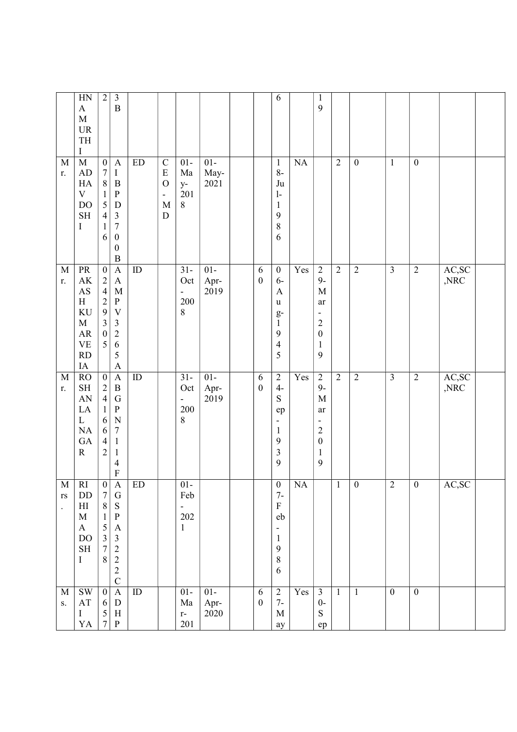| | | | | | | | | | | | | | | | | | | |
|---|---|---|---|---|---|---|---|---|---|---|---|---|---|---|---|---|---|---|
| | HNAMURTHI | 2 | 3B | | | | | | | 6 | | 19 | | | | | | |
| Mr. | MADHAV DOSHI | 07815416 | AIBPD3700B | ED | CEO-MD | 01-May-2018 | 01-May-2021 | | | 18-Jul-1986 | NA | | 2 | 0 | 1 | 0 | | |
| Mr. | PRAKASH KUMAR VERDIA | 02429305 | AAMPV3265A | ID | | 31-Oct-2008 | 01-Apr-2019 | | 60 | 06-Aug-1945 | Yes | 29-Mar-2019 | 2 | 2 | 3 | 2 | AC,SC,NRC | |
| Mr. | ROSHANLAL NAGAR | 02416642 | ABGPN7114F | ID | | 31-Oct-2008 | 01-Apr-2019 | | 60 | 24-Sep-1939 | Yes | 29-Mar-2019 | 2 | 2 | 3 | 2 | AC,SC,NRC | |
| Mrs. | RIDDHIMA DOSHI | 07815378 | AGSPA3222C | ED | | 01-Feb-2021 | | | | 07-Feb-1986 | NA | | 1 | 0 | 2 | 0 | AC,SC | |
| Ms. | SWATI YA | 0657 | ADHP | ID | | 01-Mar-201 | 01-Apr-2020 | | 60 | 27-May | Yes | 30-Sep | 1 | 1 | 0 | 0 | | |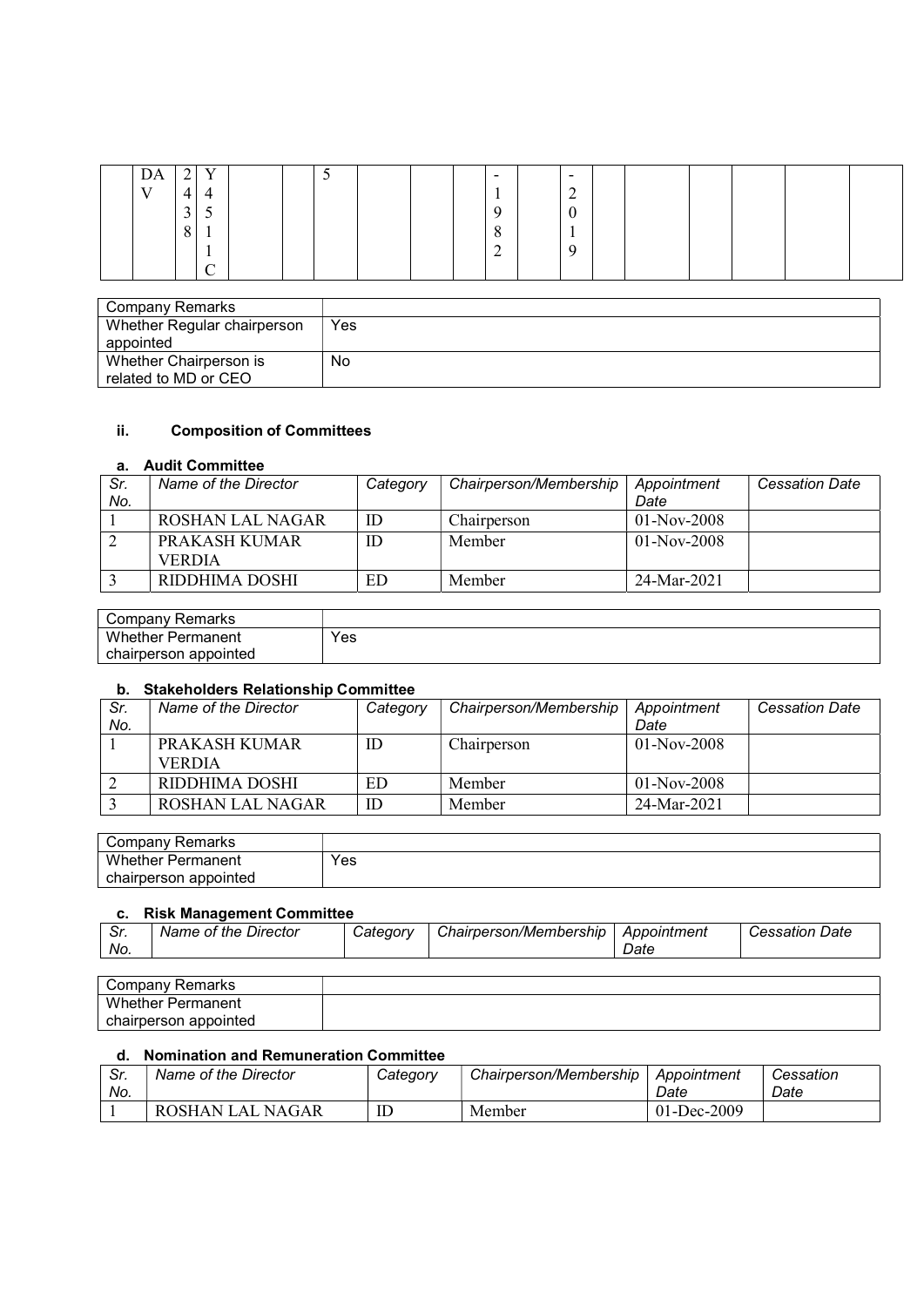| | DAV | 2438 | Y4511C | | | 5 | | | | -1982 | | -2019 | | | | | |
|---|---|---|---|---|---|---|---|---|---|---|---|---|---|---|---|---|---|

| Company Remarks | |
|---|---|
| Whether Regular chairperson appointed | Yes |
| Whether Chairperson is related to MD or CEO | No |

### ii. Composition of Committees

#### a. Audit Committee

| Sr. No. | Name of the Director | Category | Chairperson/Membership | Appointment Date | Cessation Date |
|---|---|---|---|---|---|
| 1 | ROSHAN LAL NAGAR | ID | Chairperson | 01-Nov-2008 | |
| 2 | PRAKASH KUMAR VERDIA | ID | Member | 01-Nov-2008 | |
| 3 | RIDDHIMA DOSHI | ED | Member | 24-Mar-2021 | |

| Company Remarks | |
|---|---|
| Whether Permanent chairperson appointed | Yes |

#### b. Stakeholders Relationship Committee

| Sr. No. | Name of the Director | Category | Chairperson/Membership | Appointment Date | Cessation Date |
|---|---|---|---|---|---|
| 1 | PRAKASH KUMAR VERDIA | ID | Chairperson | 01-Nov-2008 | |
| 2 | RIDDHIMA DOSHI | ED | Member | 01-Nov-2008 | |
| 3 | ROSHAN LAL NAGAR | ID | Member | 24-Mar-2021 | |

| Company Remarks | |
|---|---|
| Whether Permanent chairperson appointed | Yes |

#### c. Risk Management Committee

| Sr. No. | Name of the Director | Category | Chairperson/Membership | Appointment Date | Cessation Date |
|---|---|---|---|---|---|

| Company Remarks | |
|---|---|
| Whether Permanent chairperson appointed | |

#### d. Nomination and Remuneration Committee

| Sr. No. | Name of the Director | Category | Chairperson/Membership | Appointment Date | Cessation Date |
|---|---|---|---|---|---|
| 1 | ROSHAN LAL NAGAR | ID | Member | 01-Dec-2009 | |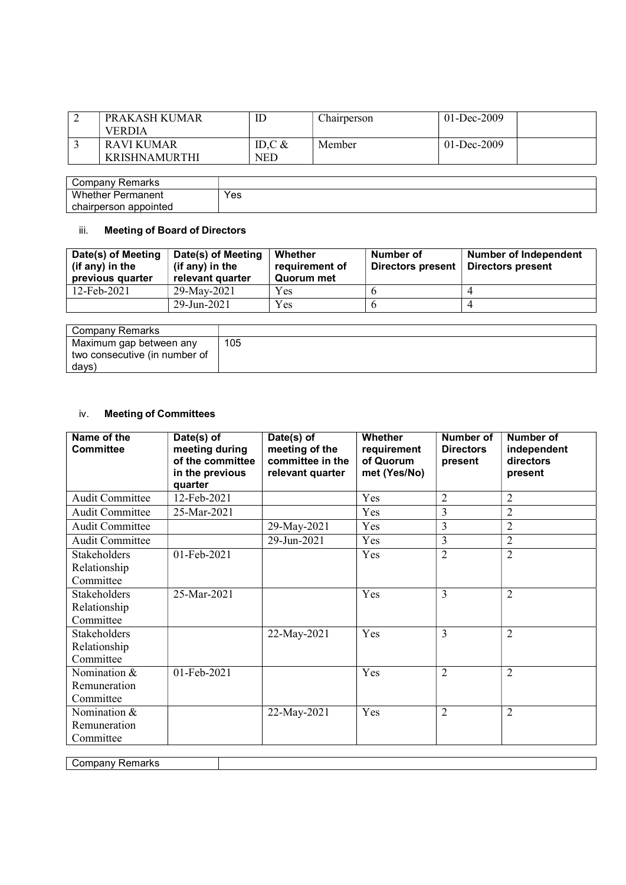| 2 | PRAKASH KUMAR VERDIA | ID | Chairperson | 01-Dec-2009 | |
|---|---|---|---|---|---|
| 3 | RAVI KUMAR KRISHNAMURTHI | ID,C & NED | Member | 01-Dec-2009 | |

| Company Remarks | |
|---|---|
| Whether Permanent chairperson appointed | Yes |

iii. **Meeting of Board of Directors**

| Date(s) of Meeting (if any) in the previous quarter | Date(s) of Meeting (if any) in the relevant quarter | Whether requirement of Quorum met | Number of Directors present | Number of Independent Directors present |
|---|---|---|---|---|
| 12-Feb-2021 | 29-May-2021 | Yes | 6 | 4 |
| | 29-Jun-2021 | Yes | 6 | 4 |

| Company Remarks | |
|---|---|
| Maximum gap between any two consecutive (in number of days) | 105 |

iv. **Meeting of Committees**

| Name of the Committee | Date(s) of meeting during of the committee in the previous quarter | Date(s) of meeting of the committee in the relevant quarter | Whether requirement of Quorum met (Yes/No) | Number of Directors present | Number of independent directors present |
|---|---|---|---|---|---|
| Audit Committee | 12-Feb-2021 | | Yes | 2 | 2 |
| Audit Committee | 25-Mar-2021 | | Yes | 3 | 2 |
| Audit Committee | | 29-May-2021 | Yes | 3 | 2 |
| Audit Committee | | 29-Jun-2021 | Yes | 3 | 2 |
| Stakeholders Relationship Committee | 01-Feb-2021 | | Yes | 2 | 2 |
| Stakeholders Relationship Committee | 25-Mar-2021 | | Yes | 3 | 2 |
| Stakeholders Relationship Committee | | 22-May-2021 | Yes | 3 | 2 |
| Nomination & Remuneration Committee | 01-Feb-2021 | | Yes | 2 | 2 |
| Nomination & Remuneration Committee | | 22-May-2021 | Yes | 2 | 2 |

| Company Remarks | |
|---|---|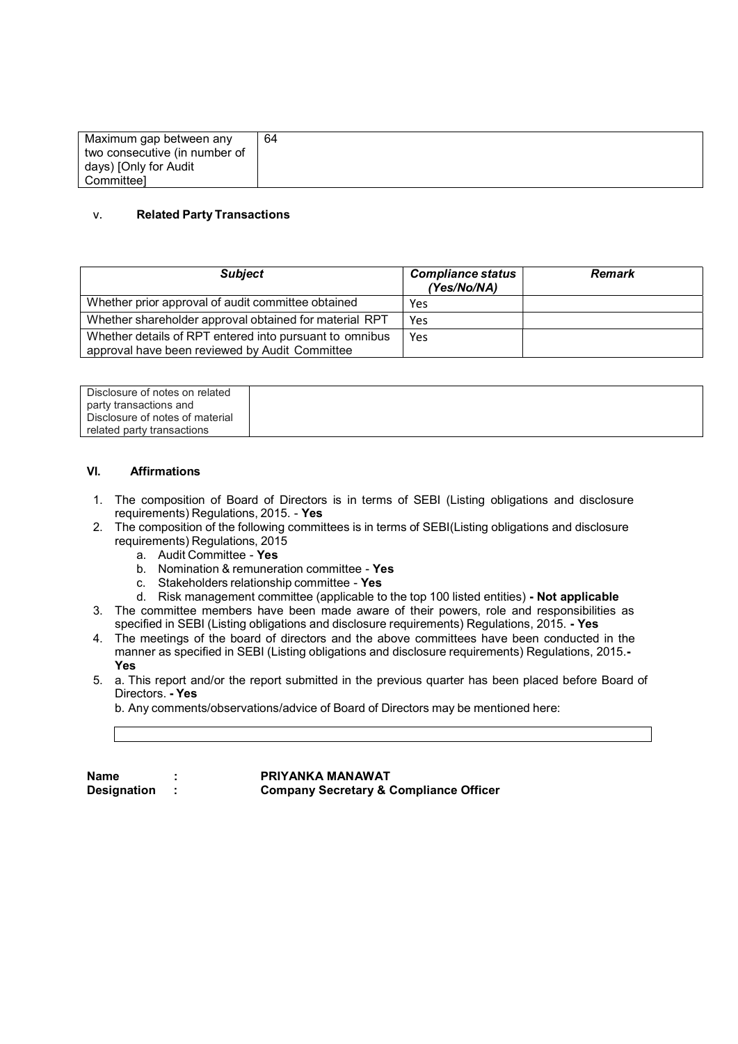| | |
|---|---|
| Maximum gap between any two consecutive (in number of days) [Only for Audit Committee] | 64 |

v. **Related Party Transactions**

| *Subject* | *Compliance status (Yes/No/NA)* | *Remark* |
|---|---|---|
| Whether prior approval of audit committee obtained | Yes | |
| Whether shareholder approval obtained for material RPT | Yes | |
| Whether details of RPT entered into pursuant to omnibus approval have been reviewed by Audit Committee | Yes | |

| | |
|---|---|
| Disclosure of notes on related party transactions and Disclosure of notes of material related party transactions | |

**VI. Affirmations**

1. The composition of Board of Directors is in terms of SEBI (Listing obligations and disclosure requirements) Regulations, 2015. - **Yes**
2. The composition of the following committees is in terms of SEBI(Listing obligations and disclosure requirements) Regulations, 2015
   a. Audit Committee - **Yes**
   b. Nomination & remuneration committee - **Yes**
   c. Stakeholders relationship committee - **Yes**
   d. Risk management committee (applicable to the top 100 listed entities) **- Not applicable**
3. The committee members have been made aware of their powers, role and responsibilities as specified in SEBI (Listing obligations and disclosure requirements) Regulations, 2015. **- Yes**
4. The meetings of the board of directors and the above committees have been conducted in the manner as specified in SEBI (Listing obligations and disclosure requirements) Regulations, 2015.**- Yes**
5. a. This report and/or the report submitted in the previous quarter has been placed before Board of Directors. **- Yes**

   b. Any comments/observations/advice of Board of Directors may be mentioned here:

**Name** : **PRIYANKA MANAWAT**
**Designation** : **Company Secretary & Compliance Officer**